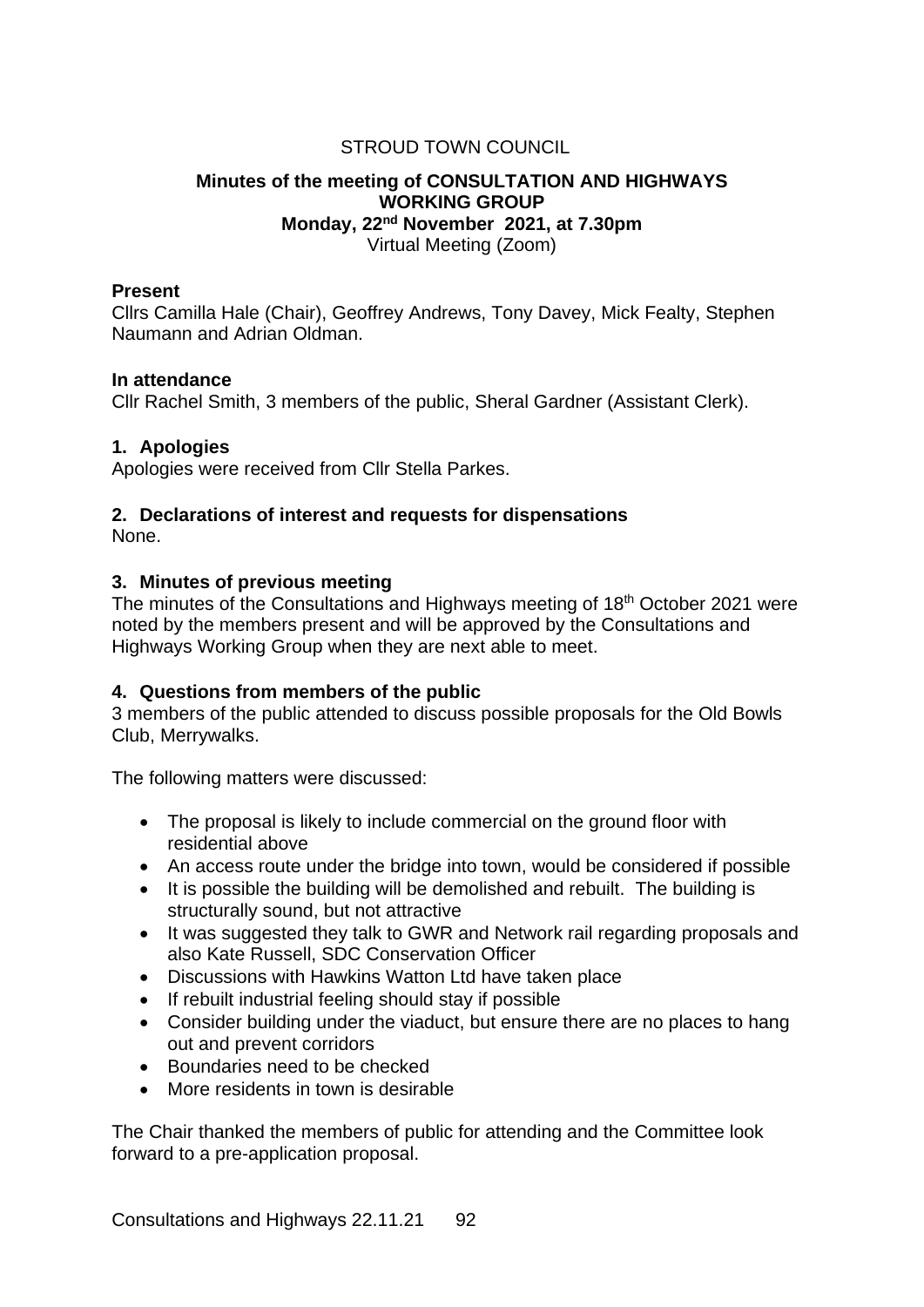STROUD TOWN COUNCIL

# Minutes of the meeting of CONSULTATION AND HIGHWAYS WORKING GROUP

**Monday, 22nd November 2021, at 7.30pm**

Virtual Meeting (Zoom)

**Present**

Cllrs Camilla Hale (Chair), Geoffrey Andrews, Tony Davey, Mick Fealty, Stephen Naumann and Adrian Oldman.

**In attendance**

Cllr Rachel Smith, 3 members of the public, Sheral Gardner (Assistant Clerk).

## 1. Apologies

Apologies were received from Cllr Stella Parkes.

## 2. Declarations of interest and requests for dispensations

None.

## 3. Minutes of previous meeting

The minutes of the Consultations and Highways meeting of 18th October 2021 were noted by the members present and will be approved by the Consultations and Highways Working Group when they are next able to meet.

## 4. Questions from members of the public

3 members of the public attended to discuss possible proposals for the Old Bowls Club, Merrywalks.

The following matters were discussed:

- The proposal is likely to include commercial on the ground floor with residential above
- An access route under the bridge into town, would be considered if possible
- It is possible the building will be demolished and rebuilt. The building is structurally sound, but not attractive
- It was suggested they talk to GWR and Network rail regarding proposals and also Kate Russell, SDC Conservation Officer
- Discussions with Hawkins Watton Ltd have taken place
- If rebuilt industrial feeling should stay if possible
- Consider building under the viaduct, but ensure there are no places to hang out and prevent corridors
- Boundaries need to be checked
- More residents in town is desirable

The Chair thanked the members of public for attending and the Committee look forward to a pre-application proposal.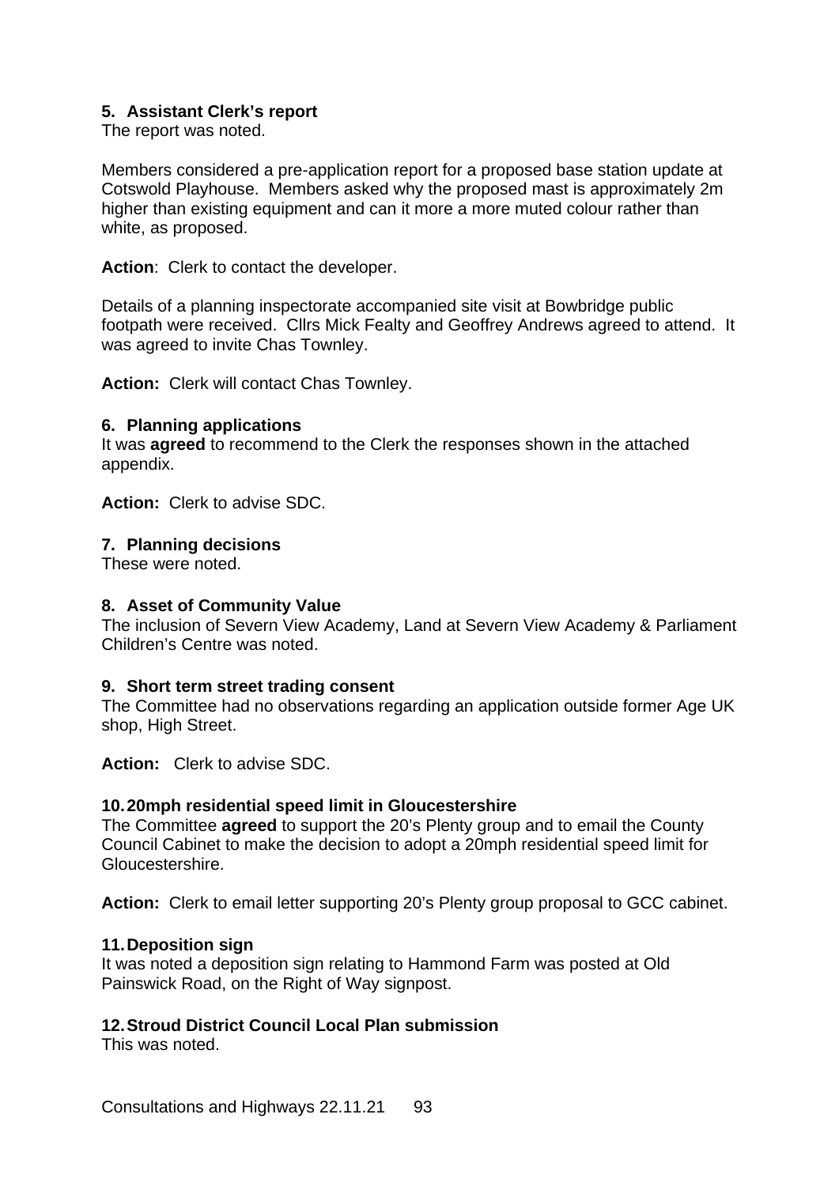**5. Assistant Clerk's report**

The report was noted.

Members considered a pre-application report for a proposed base station update at Cotswold Playhouse. Members asked why the proposed mast is approximately 2m higher than existing equipment and can it more a more muted colour rather than white, as proposed.

**Action**: Clerk to contact the developer.

Details of a planning inspectorate accompanied site visit at Bowbridge public footpath were received. Cllrs Mick Fealty and Geoffrey Andrews agreed to attend. It was agreed to invite Chas Townley.

**Action:** Clerk will contact Chas Townley.

**6. Planning applications**

It was **agreed** to recommend to the Clerk the responses shown in the attached appendix.

**Action:** Clerk to advise SDC.

**7. Planning decisions**

These were noted.

**8. Asset of Community Value**

The inclusion of Severn View Academy, Land at Severn View Academy & Parliament Children's Centre was noted.

**9. Short term street trading consent**

The Committee had no observations regarding an application outside former Age UK shop, High Street.

**Action:** Clerk to advise SDC.

**10. 20mph residential speed limit in Gloucestershire**

The Committee **agreed** to support the 20's Plenty group and to email the County Council Cabinet to make the decision to adopt a 20mph residential speed limit for Gloucestershire.

**Action:** Clerk to email letter supporting 20's Plenty group proposal to GCC cabinet.

**11. Deposition sign**

It was noted a deposition sign relating to Hammond Farm was posted at Old Painswick Road, on the Right of Way signpost.

**12. Stroud District Council Local Plan submission**

This was noted.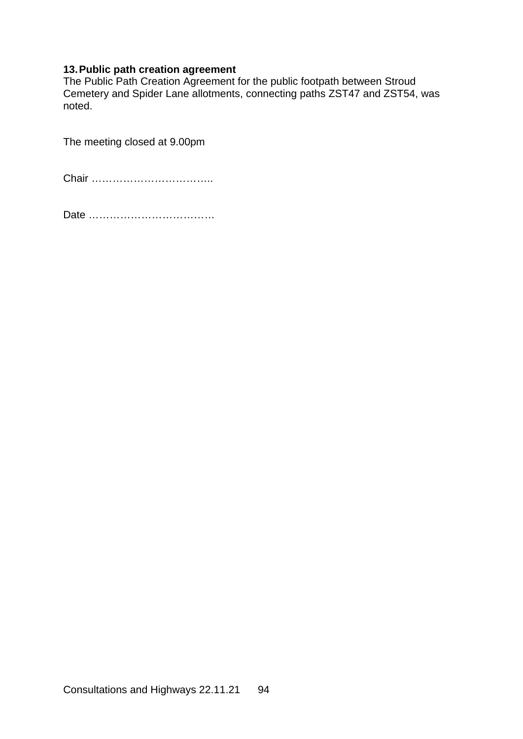**13. Public path creation agreement**

The Public Path Creation Agreement for the public footpath between Stroud Cemetery and Spider Lane allotments, connecting paths ZST47 and ZST54, was noted.

The meeting closed at 9.00pm

Chair ……………………………..

Date ………………………………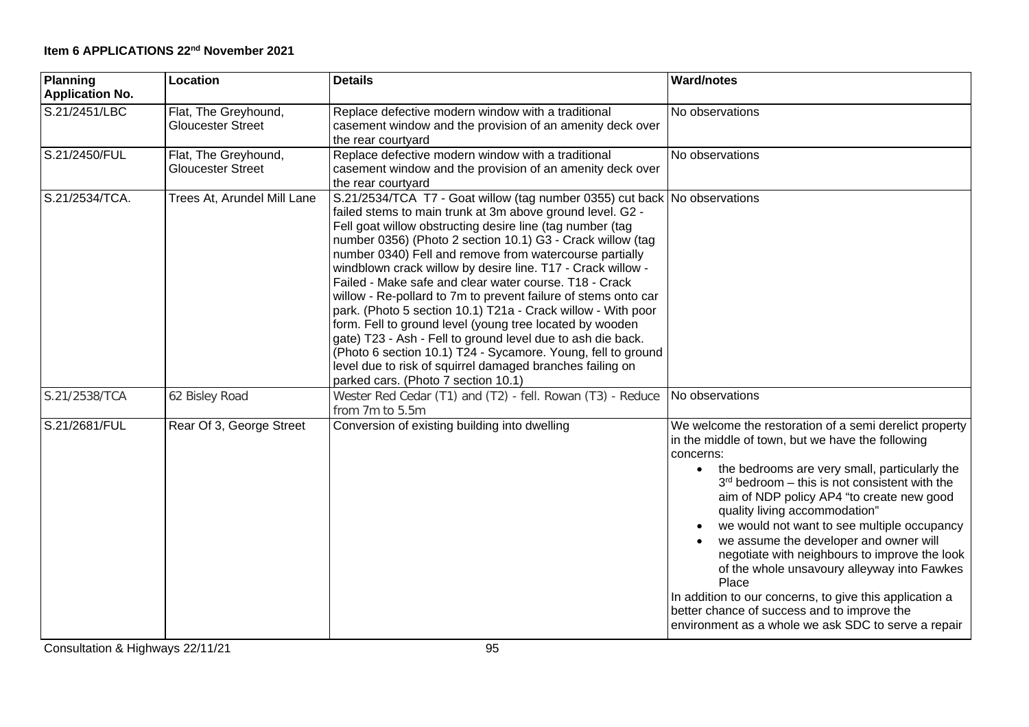**Item 6 APPLICATIONS 22nd November 2021**

| Planning Application No. | Location | Details | Ward/notes |
|---|---|---|---|
| S.21/2451/LBC | Flat, The Greyhound, Gloucester Street | Replace defective modern window with a traditional casement window and the provision of an amenity deck over the rear courtyard | No observations |
| S.21/2450/FUL | Flat, The Greyhound, Gloucester Street | Replace defective modern window with a traditional casement window and the provision of an amenity deck over the rear courtyard | No observations |
| S.21/2534/TCA. | Trees At, Arundel Mill Lane | S.21/2534/TCA T7 - Goat willow (tag number 0355) cut back failed stems to main trunk at 3m above ground level. G2 - Fell goat willow obstructing desire line (tag number (tag number 0356) (Photo 2 section 10.1) G3 - Crack willow (tag number 0340) Fell and remove from watercourse partially windblown crack willow by desire line. T17 - Crack willow - Failed - Make safe and clear water course. T18 - Crack willow - Re-pollard to 7m to prevent failure of stems onto car park. (Photo 5 section 10.1) T21a - Crack willow - With poor form. Fell to ground level (young tree located by wooden gate) T23 - Ash - Fell to ground level due to ash die back. (Photo 6 section 10.1) T24 - Sycamore. Young, fell to ground level due to risk of squirrel damaged branches failing on parked cars. (Photo 7 section 10.1) | No observations |
| S.21/2538/TCA | 62 Bisley Road | Wester Red Cedar (T1) and (T2) - fell. Rowan (T3) - Reduce from 7m to 5.5m | No observations |
| S.21/2681/FUL | Rear Of 3, George Street | Conversion of existing building into dwelling | We welcome the restoration of a semi derelict property in the middle of town, but we have the following concerns:<br>• the bedrooms are very small, particularly the 3rd bedroom – this is not consistent with the aim of NDP policy AP4 "to create new good quality living accommodation"<br>• we would not want to see multiple occupancy<br>• we assume the developer and owner will negotiate with neighbours to improve the look of the whole unsavoury alleyway into Fawkes Place<br>In addition to our concerns, to give this application a better chance of success and to improve the environment as a whole we ask SDC to serve a repair |

Consultation & Highways 22/11/21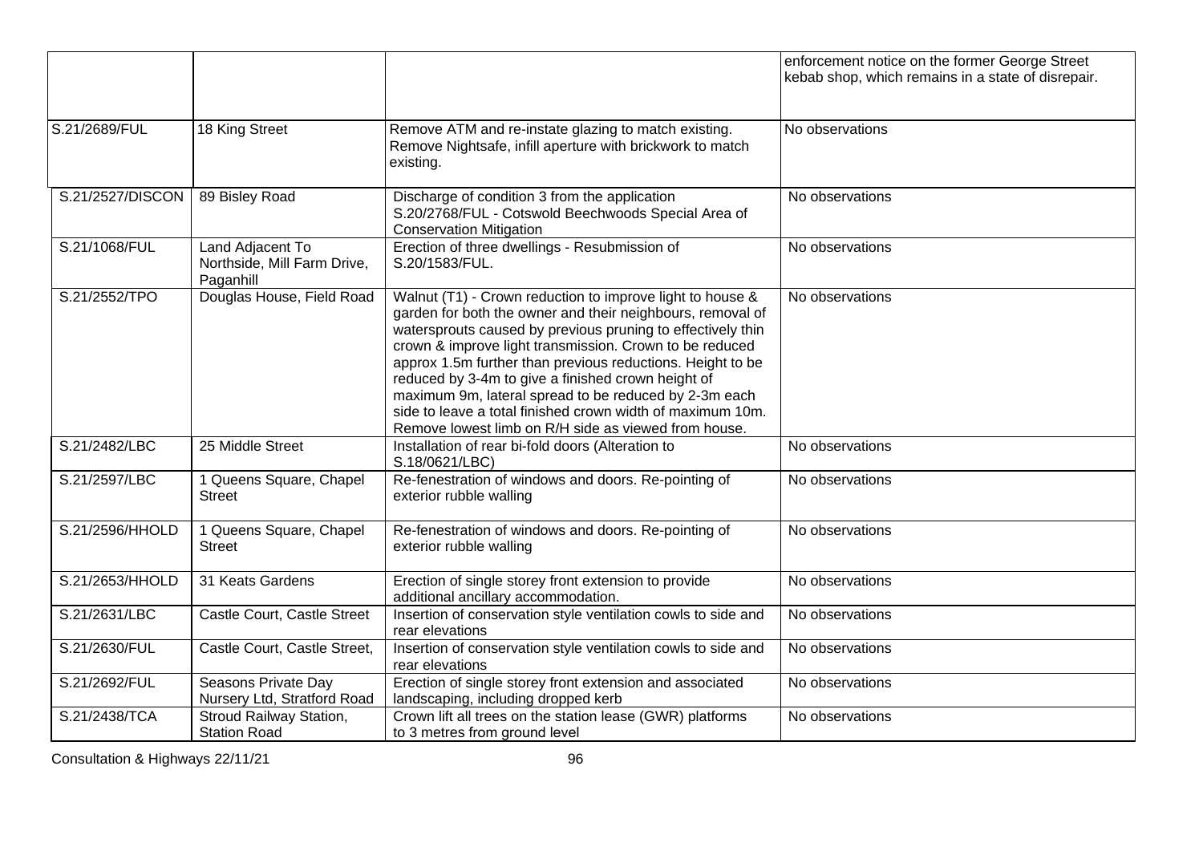| | | | |
|---|---|---|---|
| | | | enforcement notice on the former George Street kebab shop, which remains in a state of disrepair. |
| S.21/2689/FUL | 18 King Street | Remove ATM and re-instate glazing to match existing. Remove Nightsafe, infill aperture with brickwork to match existing. | No observations |
| S.21/2527/DISCON | 89 Bisley Road | Discharge of condition 3 from the application S.20/2768/FUL - Cotswold Beechwoods Special Area of Conservation Mitigation | No observations |
| S.21/1068/FUL | Land Adjacent To Northside, Mill Farm Drive, Paganhill | Erection of three dwellings - Resubmission of S.20/1583/FUL. | No observations |
| S.21/2552/TPO | Douglas House, Field Road | Walnut (T1) - Crown reduction to improve light to house & garden for both the owner and their neighbours, removal of watersprouts caused by previous pruning to effectively thin crown & improve light transmission. Crown to be reduced approx 1.5m further than previous reductions. Height to be reduced by 3-4m to give a finished crown height of maximum 9m, lateral spread to be reduced by 2-3m each side to leave a total finished crown width of maximum 10m. Remove lowest limb on R/H side as viewed from house. | No observations |
| S.21/2482/LBC | 25 Middle Street | Installation of rear bi-fold doors (Alteration to S.18/0621/LBC) | No observations |
| S.21/2597/LBC | 1 Queens Square, Chapel Street | Re-fenestration of windows and doors. Re-pointing of exterior rubble walling | No observations |
| S.21/2596/HHOLD | 1 Queens Square, Chapel Street | Re-fenestration of windows and doors. Re-pointing of exterior rubble walling | No observations |
| S.21/2653/HHOLD | 31 Keats Gardens | Erection of single storey front extension to provide additional ancillary accommodation. | No observations |
| S.21/2631/LBC | Castle Court, Castle Street | Insertion of conservation style ventilation cowls to side and rear elevations | No observations |
| S.21/2630/FUL | Castle Court, Castle Street, | Insertion of conservation style ventilation cowls to side and rear elevations | No observations |
| S.21/2692/FUL | Seasons Private Day Nursery Ltd, Stratford Road | Erection of single storey front extension and associated landscaping, including dropped kerb | No observations |
| S.21/2438/TCA | Stroud Railway Station, Station Road | Crown lift all trees on the station lease (GWR) platforms to 3 metres from ground level | No observations |